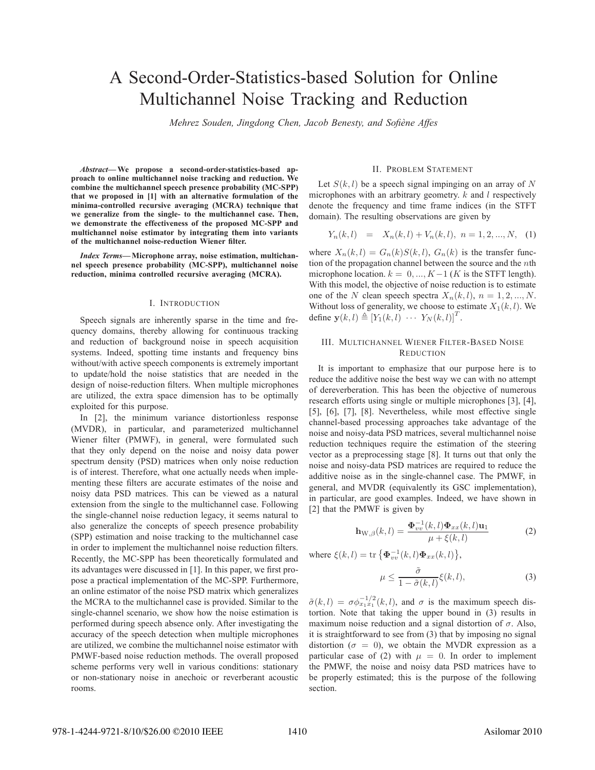# A Second-Order-Statistics-based Solution for Online Multichannel Noise Tracking and Reduction

*Mehrez Souden, Jingdong Chen, Jacob Benesty, and Sofiène Affes*

***Abstract*— We propose a second-order-statistics-based approach to online multichannel noise tracking and reduction. We combine the multichannel speech presence probability (MC-SPP) that we proposed in [1] with an alternative formulation of the minima-controlled recursive averaging (MCRA) technique that we generalize from the single- to the multichannel case. Then, we demonstrate the effectiveness of the proposed MC-SPP and multichannel noise estimator by integrating them into variants of the multichannel noise-reduction Wiener filter.**

***Index Terms*— Microphone array, noise estimation, multichannel speech presence probability (MC-SPP), multichannel noise reduction, minima controlled recursive averaging (MCRA).**

## I. Introduction

Speech signals are inherently sparse in the time and frequency domains, thereby allowing for continuous tracking and reduction of background noise in speech acquisition systems. Indeed, spotting time instants and frequency bins without/with active speech components is extremely important to update/hold the noise statistics that are needed in the design of noise-reduction filters. When multiple microphones are utilized, the extra space dimension has to be optimally exploited for this purpose.

In [2], the minimum variance distortionless response (MVDR), in particular, and parameterized multichannel Wiener filter (PMWF), in general, were formulated such that they only depend on the noise and noisy data power spectrum density (PSD) matrices when only noise reduction is of interest. Therefore, what one actually needs when implementing these filters are accurate estimates of the noise and noisy data PSD matrices. This can be viewed as a natural extension from the single to the multichannel case. Following the single-channel noise reduction legacy, it seems natural to also generalize the concepts of speech presence probability (SPP) estimation and noise tracking to the multichannel case in order to implement the multichannel noise reduction filters. Recently, the MC-SPP has been theoretically formulated and its advantages were discussed in [1]. In this paper, we first propose a practical implementation of the MC-SPP. Furthermore, an online estimator of the noise PSD matrix which generalizes the MCRA to the multichannel case is provided. Similar to the single-channel scenario, we show how the noise estimation is performed during speech absence only. After investigating the accuracy of the speech detection when multiple microphones are utilized, we combine the multichannel noise estimator with PMWF-based noise reduction methods. The overall proposed scheme performs very well in various conditions: stationary or non-stationary noise in anechoic or reverberant acoustic rooms.

## II. Problem Statement

Let $S(k,l)$ be a speech signal impinging on an array of $N$ microphones with an arbitrary geometry. $k$ and $l$ respectively denote the frequency and time frame indices (in the STFT domain). The resulting observations are given by

$$Y_n(k,l) \quad = \quad X_n(k,l) + V_n(k,l), \; n = 1, 2, ..., N, \quad (1)$$

where $X_n(k,l) = G_n(k)S(k,l)$, $G_n(k)$ is the transfer function of the propagation channel between the source and the $n$th microphone location. $k = 0, ..., K-1$ ($K$ is the STFT length). With this model, the objective of noise reduction is to estimate one of the $N$ clean speech spectra $X_n(k,l)$, $n = 1, 2, ..., N$. Without loss of generality, we choose to estimate $X_1(k,l)$. We define $\mathbf{y}(k,l) \triangleq [Y_1(k,l) \; \cdots \; Y_N(k,l)]^T$.

## III. Multichannel Wiener Filter-Based Noise Reduction

It is important to emphasize that our purpose here is to reduce the additive noise the best way we can with no attempt of dereverberation. This has been the objective of numerous research efforts using single or multiple microphones [3], [4], [5], [6], [7], [8]. Nevertheless, while most effective single channel-based processing approaches take advantage of the noise and noisy-data PSD matrices, several multichannel noise reduction techniques require the estimation of the steering vector as a preprocessing stage [8]. It turns out that only the noise and noisy-data PSD matrices are required to reduce the additive noise as in the single-channel case. The PMWF, in general, and MVDR (equivalently its GSC implementation), in particular, are good examples. Indeed, we have shown in [2] that the PMWF is given by

$$\mathbf{h}_{\mathrm{W},\beta}(k,l) = \frac{\mathbf{\Phi}_{vv}^{-1}(k,l)\mathbf{\Phi}_{xx}(k,l)\mathbf{u}_1}{\mu + \xi(k,l)} \quad (2)$$

where $\xi(k,l) = \mathrm{tr}\left\{\mathbf{\Phi}_{vv}^{-1}(k,l)\mathbf{\Phi}_{xx}(k,l)\right\}$,

$$\mu \leq \frac{\tilde{\sigma}}{1 - \tilde{\sigma}(k,l)}\xi(k,l), \quad (3)$$

$\tilde{\sigma}(k,l) = \sigma\phi_{x_1x_1}^{-1/2}(k,l)$, and $\sigma$ is the maximum speech distortion. Note that taking the upper bound in (3) results in maximum noise reduction and a signal distortion of $\sigma$. Also, it is straightforward to see from (3) that by imposing no signal distortion ($\sigma = 0$), we obtain the MVDR expression as a particular case of (2) with $\mu = 0$. In order to implement the PMWF, the noise and noisy data PSD matrices have to be properly estimated; this is the purpose of the following section.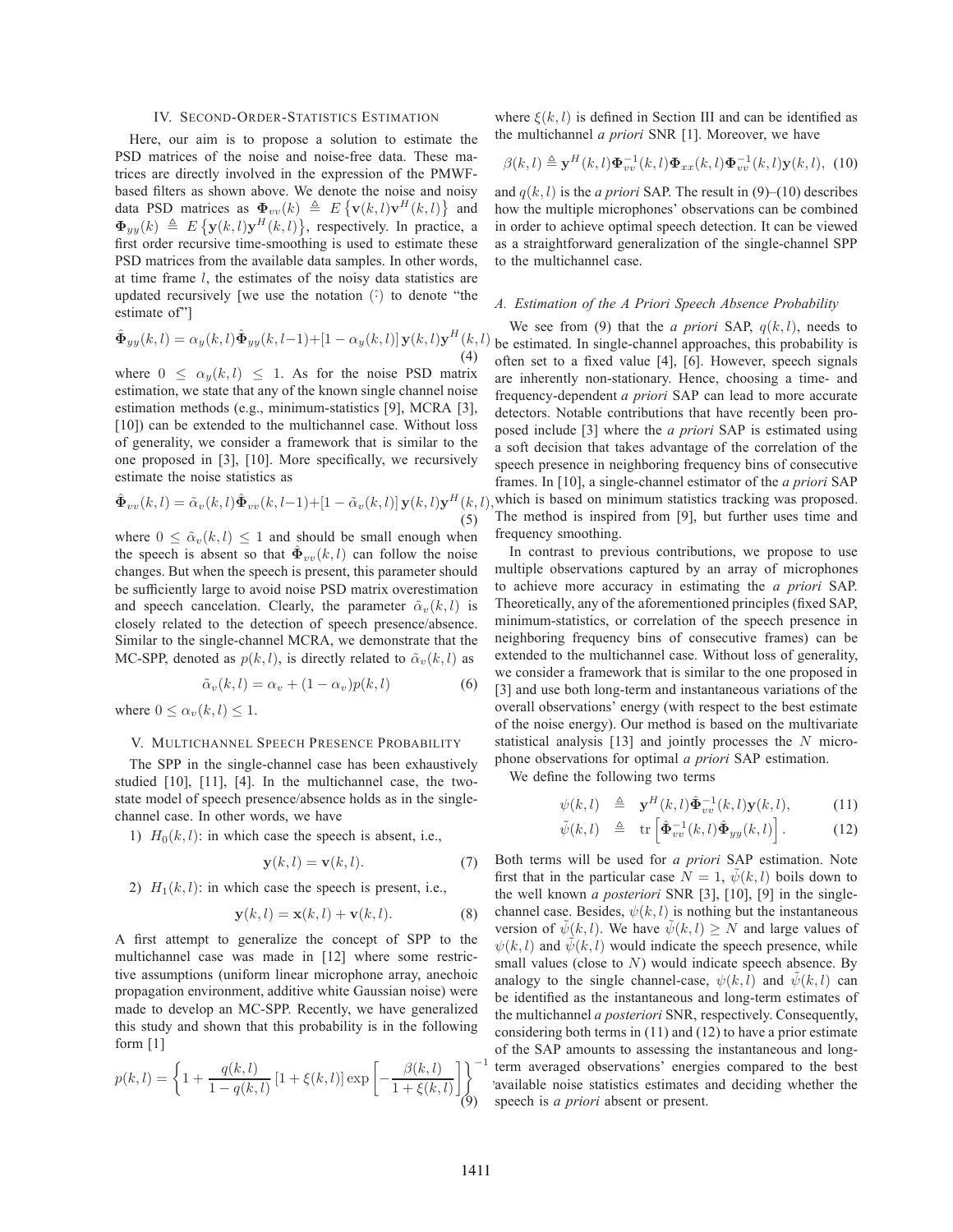## IV. Second-Order-Statistics Estimation

Here, our aim is to propose a solution to estimate the PSD matrices of the noise and noise-free data. These matrices are directly involved in the expression of the PMWF-based filters as shown above. We denote the noise and noisy data PSD matrices as $\mathbf{\Phi}_{vv}(k) \triangleq E\left\{\mathbf{v}(k,l)\mathbf{v}^H(k,l)\right\}$ and $\mathbf{\Phi}_{yy}(k) \triangleq E\left\{\mathbf{y}(k,l)\mathbf{y}^H(k,l)\right\}$, respectively. In practice, a first order recursive time-smoothing is used to estimate these PSD matrices from the available data samples. In other words, at time frame $l$, the estimates of the noisy data statistics are updated recursively [we use the notation $(\hat{\cdot})$ to denote "the estimate of"]

$$\hat{\mathbf{\Phi}}_{yy}(k,l) = \alpha_y(k,l)\hat{\mathbf{\Phi}}_{yy}(k,l-1)+[1-\alpha_y(k,l)]\,\mathbf{y}(k,l)\mathbf{y}^H(k,l) \tag{4}$$

where $0 \leq \alpha_y(k,l) \leq 1$. As for the noise PSD matrix estimation, we state that any of the known single channel noise estimation methods (e.g., minimum-statistics [9], MCRA [3], [10]) can be extended to the multichannel case. Without loss of generality, we consider a framework that is similar to the one proposed in [3], [10]. More specifically, we recursively estimate the noise statistics as

$$\hat{\mathbf{\Phi}}_{vv}(k,l) = \tilde{\alpha}_v(k,l)\hat{\mathbf{\Phi}}_{vv}(k,l-1)+[1-\tilde{\alpha}_v(k,l)]\,\mathbf{y}(k,l)\mathbf{y}^H(k,l), \tag{5}$$

where $0 \leq \tilde{\alpha}_v(k,l) \leq 1$ and should be small enough when the speech is absent so that $\hat{\mathbf{\Phi}}_{vv}(k,l)$ can follow the noise changes. But when the speech is present, this parameter should be sufficiently large to avoid noise PSD matrix overestimation and speech cancelation. Clearly, the parameter $\tilde{\alpha}_v(k,l)$ is closely related to the detection of speech presence/absence. Similar to the single-channel MCRA, we demonstrate that the MC-SPP, denoted as $p(k,l)$, is directly related to $\tilde{\alpha}_v(k,l)$ as

$$\tilde{\alpha}_v(k,l) = \alpha_v + (1-\alpha_v)p(k,l) \tag{6}$$

where $0 \leq \alpha_v(k,l) \leq 1$.

## V. Multichannel Speech Presence Probability

The SPP in the single-channel case has been exhaustively studied [10], [11], [4]. In the multichannel case, the two-state model of speech presence/absence holds as in the single-channel case. In other words, we have

1) $H_0(k,l)$: in which case the speech is absent, i.e.,

$$\mathbf{y}(k,l) = \mathbf{v}(k,l). \tag{7}$$

2) $H_1(k,l)$: in which case the speech is present, i.e.,

$$\mathbf{y}(k,l) = \mathbf{x}(k,l) + \mathbf{v}(k,l). \tag{8}$$

A first attempt to generalize the concept of SPP to the multichannel case was made in [12] where some restrictive assumptions (uniform linear microphone array, anechoic propagation environment, additive white Gaussian noise) were made to develop an MC-SPP. Recently, we have generalized this study and shown that this probability is in the following form [1]

$$p(k,l) = \left\{1 + \frac{q(k,l)}{1-q(k,l)}\left[1+\xi(k,l)\right]\exp\left[-\frac{\beta(k,l)}{1+\xi(k,l)}\right]\right\}^{-1} \tag{9}$$

where $\xi(k,l)$ is defined in Section III and can be identified as the multichannel *a priori* SNR [1]. Moreover, we have

$$\beta(k,l) \triangleq \mathbf{y}^H(k,l)\mathbf{\Phi}_{vv}^{-1}(k,l)\mathbf{\Phi}_{xx}(k,l)\mathbf{\Phi}_{vv}^{-1}(k,l)\mathbf{y}(k,l), \tag{10}$$

and $q(k,l)$ is the *a priori* SAP. The result in (9)–(10) describes how the multiple microphones' observations can be combined in order to achieve optimal speech detection. It can be viewed as a straightforward generalization of the single-channel SPP to the multichannel case.

### A. Estimation of the A Priori Speech Absence Probability

We see from (9) that the *a priori* SAP, $q(k,l)$, needs to be estimated. In single-channel approaches, this probability is often set to a fixed value [4], [6]. However, speech signals are inherently non-stationary. Hence, choosing a time- and frequency-dependent *a priori* SAP can lead to more accurate detectors. Notable contributions that have recently been proposed include [3] where the *a priori* SAP is estimated using a soft decision that takes advantage of the correlation of the speech presence in neighboring frequency bins of consecutive frames. In [10], a single-channel estimator of the *a priori* SAP which is based on minimum statistics tracking was proposed. The method is inspired from [9], but further uses time and frequency smoothing.

In contrast to previous contributions, we propose to use multiple observations captured by an array of microphones to achieve more accuracy in estimating the *a priori* SAP. Theoretically, any of the aforementioned principles (fixed SAP, minimum-statistics, or correlation of the speech presence in neighboring frequency bins of consecutive frames) can be extended to the multichannel case. Without loss of generality, we consider a framework that is similar to the one proposed in [3] and use both long-term and instantaneous variations of the overall observations' energy (with respect to the best estimate of the noise energy). Our method is based on the multivariate statistical analysis [13] and jointly processes the $N$ microphone observations for optimal *a priori* SAP estimation.

We define the following two terms

$$\psi(k,l) \triangleq \mathbf{y}^H(k,l)\hat{\mathbf{\Phi}}_{vv}^{-1}(k,l)\mathbf{y}(k,l), \tag{11}$$

$$\tilde{\psi}(k,l) \triangleq \mathrm{tr}\left[\hat{\mathbf{\Phi}}_{vv}^{-1}(k,l)\hat{\mathbf{\Phi}}_{yy}(k,l)\right]. \tag{12}$$

Both terms will be used for *a priori* SAP estimation. Note first that in the particular case $N=1$, $\tilde{\psi}(k,l)$ boils down to the well known *a posteriori* SNR [3], [10], [9] in the single-channel case. Besides, $\psi(k,l)$ is nothing but the instantaneous version of $\tilde{\psi}(k,l)$. We have $\tilde{\psi}(k,l) \geq N$ and large values of $\psi(k,l)$ and $\tilde{\psi}(k,l)$ would indicate the speech presence, while small values (close to $N$) would indicate speech absence. By analogy to the single channel-case, $\psi(k,l)$ and $\tilde{\psi}(k,l)$ can be identified as the instantaneous and long-term estimates of the multichannel *a posteriori* SNR, respectively. Consequently, considering both terms in (11) and (12) to have a prior estimate of the SAP amounts to assessing the instantaneous and long-term averaged observations' energies compared to the best available noise statistics estimates and deciding whether the speech is *a priori* absent or present.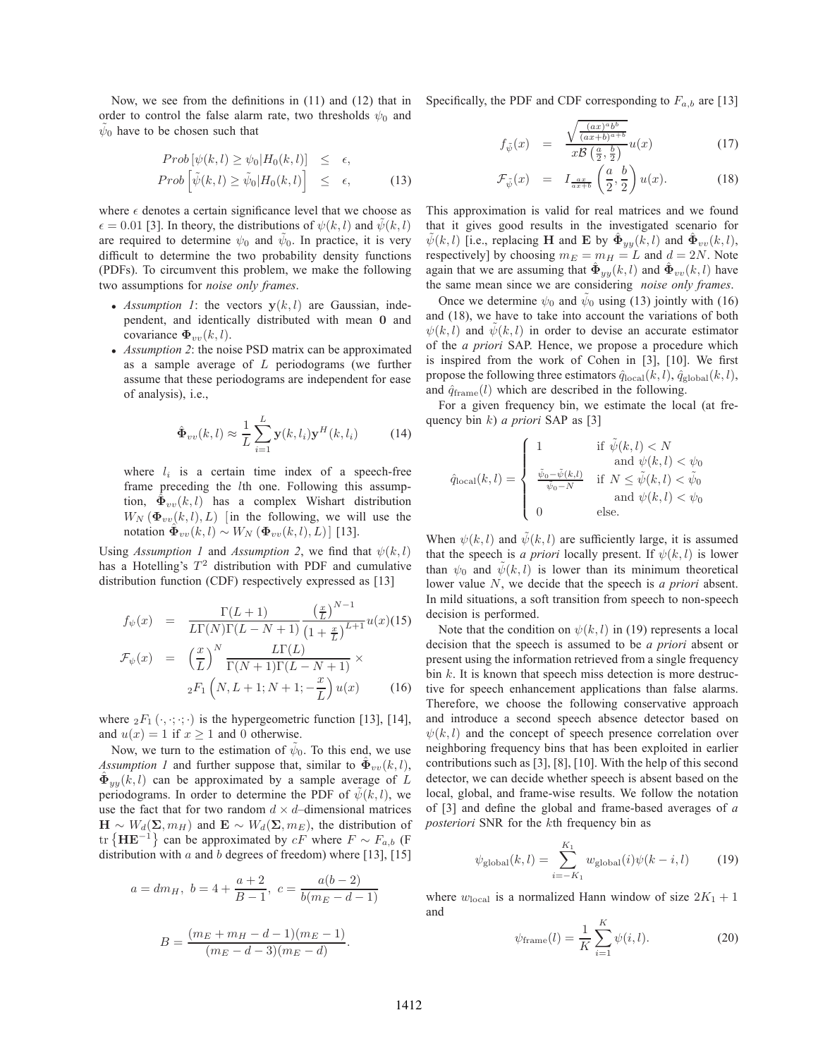Now, we see from the definitions in (11) and (12) that in order to control the false alarm rate, two thresholds $\psi_0$ and $\tilde{\psi}_0$ have to be chosen such that

$$
\begin{aligned}
Prob\left[\psi(k,l) \geq \psi_0 | H_0(k,l)\right] &\leq \epsilon, \\
Prob\left[\tilde{\psi}(k,l) \geq \tilde{\psi}_0 | H_0(k,l)\right] &\leq \epsilon,
\end{aligned}
\tag{13}
$$

where $\epsilon$ denotes a certain significance level that we choose as $\epsilon = 0.01$ [3]. In theory, the distributions of $\psi(k,l)$ and $\tilde{\psi}(k,l)$ are required to determine $\psi_0$ and $\tilde{\psi}_0$. In practice, it is very difficult to determine the two probability density functions (PDFs). To circumvent this problem, we make the following two assumptions for *noise only frames*.

- *Assumption 1*: the vectors $\mathbf{y}(k,l)$ are Gaussian, independent, and identically distributed with mean $\mathbf{0}$ and covariance $\mathbf{\Phi}_{vv}(k,l)$.
- *Assumption 2*: the noise PSD matrix can be approximated as a sample average of $L$ periodograms (we further assume that these periodograms are independent for ease of analysis), i.e.,

$$
\hat{\mathbf{\Phi}}_{vv}(k,l) \approx \frac{1}{L} \sum_{i=1}^{L} \mathbf{y}(k,l_i)\mathbf{y}^H(k,l_i) \tag{14}
$$

where $l_i$ is a certain time index of a speech-free frame preceding the $l$th one. Following this assumption, $\hat{\mathbf{\Phi}}_{vv}(k,l)$ has a complex Wishart distribution $W_N\left(\mathbf{\Phi}_{vv}(k,l), L\right)$ [in the following, we will use the notation $\hat{\mathbf{\Phi}}_{vv}(k,l) \sim W_N\left(\mathbf{\Phi}_{vv}(k,l), L\right)$] [13].

Using *Assumption 1* and *Assumption 2*, we find that $\psi(k,l)$ has a Hotelling's $T^2$ distribution with PDF and cumulative distribution function (CDF) respectively expressed as [13]

$$
f_{\psi}(x) = \frac{\Gamma(L+1)}{L\Gamma(N)\Gamma(L-N+1)} \frac{\left(\frac{x}{L}\right)^{N-1}}{\left(1+\frac{x}{L}\right)^{L+1}} u(x) \tag{15}
$$

$$
\mathcal{F}_{\psi}(x) = \left(\frac{x}{L}\right)^{N} \frac{L\Gamma(L)}{\Gamma(N+1)\Gamma(L-N+1)} \times {}_2F_1\left(N, L+1; N+1; -\frac{x}{L}\right) u(x) \tag{16}
$$

where ${}_2F_1\left(\cdot,\cdot;\cdot;\cdot\right)$ is the hypergeometric function [13], [14], and $u(x) = 1$ if $x \geq 1$ and 0 otherwise.

Now, we turn to the estimation of $\tilde{\psi}_0$. To this end, we use *Assumption 1* and further suppose that, similar to $\hat{\mathbf{\Phi}}_{vv}(k,l)$, $\hat{\mathbf{\Phi}}_{yy}(k,l)$ can be approximated by a sample average of $L$ periodograms. In order to determine the PDF of $\tilde{\psi}(k,l)$, we use the fact that for two random $d \times d$–dimensional matrices $\mathbf{H} \sim W_d(\mathbf{\Sigma}, m_H)$ and $\mathbf{E} \sim W_d(\mathbf{\Sigma}, m_E)$, the distribution of $\mathrm{tr}\left\{\mathbf{H}\mathbf{E}^{-1}\right\}$ can be approximated by $cF$ where $F \sim F_{a,b}$ (F distribution with $a$ and $b$ degrees of freedom) where [13], [15]

$$
a = dm_H, \; b = 4 + \frac{a+2}{B-1}, \; c = \frac{a(b-2)}{b(m_E - d - 1)}
$$

$$
B = \frac{(m_E + m_H - d - 1)(m_E - 1)}{(m_E - d - 3)(m_E - d)}.
$$

Specifically, the PDF and CDF corresponding to $F_{a,b}$ are [13]

$$
f_{\tilde{\psi}}(x) = \frac{\sqrt{\frac{(ax)^a b^b}{(ax+b)^{a+b}}}}{x\mathcal{B}\left(\frac{a}{2}, \frac{b}{2}\right)} u(x) \tag{17}
$$

$$
\mathcal{F}_{\tilde{\psi}}(x) = I_{\frac{ax}{ax+b}}\left(\frac{a}{2}, \frac{b}{2}\right) u(x). \tag{18}
$$

This approximation is valid for real matrices and we found that it gives good results in the investigated scenario for $\tilde{\psi}(k,l)$ [i.e., replacing $\mathbf{H}$ and $\mathbf{E}$ by $\hat{\mathbf{\Phi}}_{yy}(k,l)$ and $\hat{\mathbf{\Phi}}_{vv}(k,l)$, respectively] by choosing $m_E = m_H = L$ and $d = 2N$. Note again that we are assuming that $\hat{\mathbf{\Phi}}_{yy}(k,l)$ and $\hat{\mathbf{\Phi}}_{vv}(k,l)$ have the same mean since we are considering *noise only frames*.

Once we determine $\psi_0$ and $\tilde{\psi}_0$ using (13) jointly with (16) and (18), we have to take into account the variations of both $\psi(k,l)$ and $\tilde{\psi}(k,l)$ in order to devise an accurate estimator of the *a priori* SAP. Hence, we propose a procedure which is inspired from the work of Cohen in [3], [10]. We first propose the following three estimators $\hat{q}_{\mathrm{local}}(k,l)$, $\hat{q}_{\mathrm{global}}(k,l)$, and $\hat{q}_{\mathrm{frame}}(l)$ which are described in the following.

For a given frequency bin, we estimate the local (at frequency bin $k$) *a priori* SAP as [3]

$$
\hat{q}_{\mathrm{local}}(k,l) = \begin{cases} 1 & \text{if } \tilde{\psi}(k,l) < N \\ & \quad \text{and } \psi(k,l) < \psi_0 \\ \frac{\tilde{\psi}_0 - \tilde{\psi}(k,l)}{\tilde{\psi}_0 - N} & \text{if } N \leq \tilde{\psi}(k,l) < \tilde{\psi}_0 \\ & \quad \text{and } \psi(k,l) < \psi_0 \\ 0 & \text{else.} \end{cases}
$$

When $\psi(k,l)$ and $\tilde{\psi}(k,l)$ are sufficiently large, it is assumed that the speech is *a priori* locally present. If $\psi(k,l)$ is lower than $\psi_0$ and $\tilde{\psi}(k,l)$ is lower than its minimum theoretical lower value $N$, we decide that the speech is *a priori* absent. In mild situations, a soft transition from speech to non-speech decision is performed.

Note that the condition on $\psi(k,l)$ in (19) represents a local decision that the speech is assumed to be *a priori* absent or present using the information retrieved from a single frequency bin $k$. It is known that speech miss detection is more destructive for speech enhancement applications than false alarms. Therefore, we choose the following conservative approach and introduce a second speech absence detector based on $\psi(k,l)$ and the concept of speech presence correlation over neighboring frequency bins that has been exploited in earlier contributions such as [3], [8], [10]. With the help of this second detector, we can decide whether speech is absent based on the local, global, and frame-wise results. We follow the notation of [3] and define the global and frame-based averages of *a posteriori* SNR for the $k$th frequency bin as

$$
\psi_{\mathrm{global}}(k,l) = \sum_{i=-K_1}^{K_1} w_{\mathrm{global}}(i)\psi(k-i,l) \tag{19}
$$

where $w_{\mathrm{local}}$ is a normalized Hann window of size $2K_1 + 1$ and

$$
\psi_{\mathrm{frame}}(l) = \frac{1}{K} \sum_{i=1}^{K} \psi(i,l). \tag{20}
$$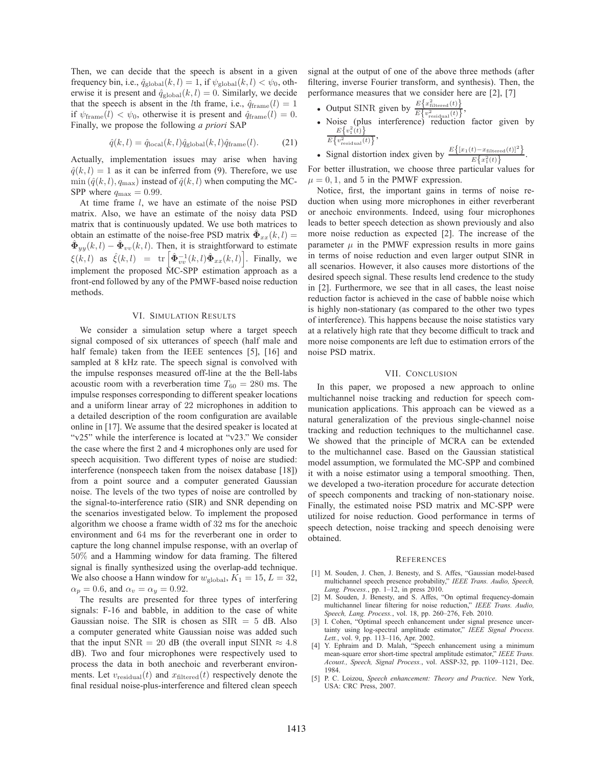Then, we can decide that the speech is absent in a given frequency bin, i.e., $\hat{q}_{\text{global}}(k,l) = 1$, if $\psi_{\text{global}}(k,l) < \psi_0$, otherwise it is present and $\hat{q}_{\text{global}}(k,l) = 0$. Similarly, we decide that the speech is absent in the $l$th frame, i.e., $\hat{q}_{\text{frame}}(l) = 1$ if $\psi_{\text{frame}}(l) < \psi_0$, otherwise it is present and $\hat{q}_{\text{frame}}(l) = 0$. Finally, we propose the following *a priori* SAP

$$\hat{q}(k,l) = \hat{q}_{\text{local}}(k,l)\hat{q}_{\text{global}}(k,l)\hat{q}_{\text{frame}}(l). \tag{21}$$

Actually, implementation issues may arise when having $\hat{q}(k,l) = 1$ as it can be inferred from (9). Therefore, we use $\min(\hat{q}(k,l), q_{\max})$ instead of $\hat{q}(k,l)$ when computing the MC-SPP where $q_{\max} = 0.99$.

At time frame $l$, we have an estimate of the noise PSD matrix. Also, we have an estimate of the noisy data PSD matrix that is continuously updated. We use both matrices to obtain an estimate of the noise-free PSD matrix $\hat{\mathbf{\Phi}}_{xx}(k,l) = \hat{\mathbf{\Phi}}_{yy}(k,l) - \hat{\mathbf{\Phi}}_{vv}(k,l)$. Then, it is straightforward to estimate $\xi(k,l)$ as $\hat{\xi}(k,l) = \text{tr}\left[\hat{\mathbf{\Phi}}_{vv}^{-1}(k,l)\hat{\mathbf{\Phi}}_{xx}(k,l)\right]$. Finally, we implement the proposed MC-SPP estimation approach as a front-end followed by any of the PMWF-based noise reduction methods.

## VI. Simulation Results

We consider a simulation setup where a target speech signal composed of six utterances of speech (half male and half female) taken from the IEEE sentences [5], [16] and sampled at 8 kHz rate. The speech signal is convolved with the impulse responses measured off-line at the the Bell-labs acoustic room with a reverberation time $T_{60} = 280$ ms. The impulse responses corresponding to different speaker locations and a uniform linear array of 22 microphones in addition to a detailed description of the room configuration are available online in [17]. We assume that the desired speaker is located at "v25" while the interference is located at "v23." We consider the case where the first 2 and 4 microphones only are used for speech acquisition. Two different types of noise are studied: interference (nonspeech taken from the noisex database [18]) from a point source and a computer generated Gaussian noise. The levels of the two types of noise are controlled by the signal-to-interference ratio (SIR) and SNR depending on the scenarios investigated below. To implement the proposed algorithm we choose a frame width of 32 ms for the anechoic environment and 64 ms for the reverberant one in order to capture the long channel impulse response, with an overlap of 50% and a Hamming window for data framing. The filtered signal is finally synthesized using the overlap-add technique. We also choose a Hann window for $w_{\text{global}}$, $K_1 = 15$, $L = 32$, $\alpha_p = 0.6$, and $\alpha_v = \alpha_y = 0.92$.

The results are presented for three types of interfering signals: F-16 and babble, in addition to the case of white Gaussian noise. The SIR is chosen as $\text{SIR} = 5$ dB. Also a computer generated white Gaussian noise was added such that the input $\text{SNR} = 20$ dB (the overall input $\text{SINR} \approx 4.8$ dB). Two and four microphones were respectively used to process the data in both anechoic and reverberant environments. Let $v_{\text{residual}}(t)$ and $x_{\text{filtered}}(t)$ respectively denote the final residual noise-plus-interference and filtered clean speech signal at the output of one of the above three methods (after filtering, inverse Fourier transform, and synthesis). Then, the performance measures that we consider here are [2], [7]

- Output SINR given by $\frac{E\left\{x_{\text{filtered}}^2(t)\right\}}{E\left\{v_{\text{residual}}^2(t)\right\}}$,
- Noise (plus interference) reduction factor given by $\frac{E\left\{v_1^2(t)\right\}}{E\left\{v_{\text{residual}}^2(t)\right\}}$,
- Signal distortion index given by $\frac{E\left\{[x_1(t) - x_{\text{filtered}}(t)]^2\right\}}{E\left\{x_1^2(t)\right\}}$.

For better illustration, we choose three particular values for $\mu = 0, 1$, and 5 in the PMWF expression.

Notice, first, the important gains in terms of noise reduction when using more microphones in either reverberant or anechoic environments. Indeed, using four microphones leads to better speech detection as shown previously and also more noise reduction as expected [2]. The increase of the parameter $\mu$ in the PMWF expression results in more gains in terms of noise reduction and even larger output SINR in all scenarios. However, it also causes more distortions of the desired speech signal. These results lend credence to the study in [2]. Furthermore, we see that in all cases, the least noise reduction factor is achieved in the case of babble noise which is highly non-stationary (as compared to the other two types of interference). This happens because the noise statistics vary at a relatively high rate that they become difficult to track and more noise components are left due to estimation errors of the noise PSD matrix.

## VII. Conclusion

In this paper, we proposed a new approach to online multichannel noise tracking and reduction for speech communication applications. This approach can be viewed as a natural generalization of the previous single-channel noise tracking and reduction techniques to the multichannel case. We showed that the principle of MCRA can be extended to the multichannel case. Based on the Gaussian statistical model assumption, we formulated the MC-SPP and combined it with a noise estimator using a temporal smoothing. Then, we developed a two-iteration procedure for accurate detection of speech components and tracking of non-stationary noise. Finally, the estimated noise PSD matrix and MC-SPP were utilized for noise reduction. Good performance in terms of speech detection, noise tracking and speech denoising were obtained.

## References

[1] M. Souden, J. Chen, J. Benesty, and S. Affes, "Gaussian model-based multichannel speech presence probability," *IEEE Trans. Audio, Speech, Lang. Process.*, pp. 1–12, in press 2010.

[2] M. Souden, J. Benesty, and S. Affes, "On optimal frequency-domain multichannel linear filtering for noise reduction," *IEEE Trans. Audio, Speech, Lang. Process.*, vol. 18, pp. 260–276, Feb. 2010.

[3] I. Cohen, "Optimal speech enhancement under signal presence uncertainty using log-spectral amplitude estimator," *IEEE Signal Process. Lett.*, vol. 9, pp. 113–116, Apr. 2002.

[4] Y. Ephraim and D. Malah, "Speech enhancement using a minimum mean-square error short-time spectral amplitude estimator," *IEEE Trans. Acoust., Speech, Signal Process.*, vol. ASSP-32, pp. 1109–1121, Dec. 1984.

[5] P. C. Loizou, *Speech enhancement: Theory and Practice*. New York, USA: CRC Press, 2007.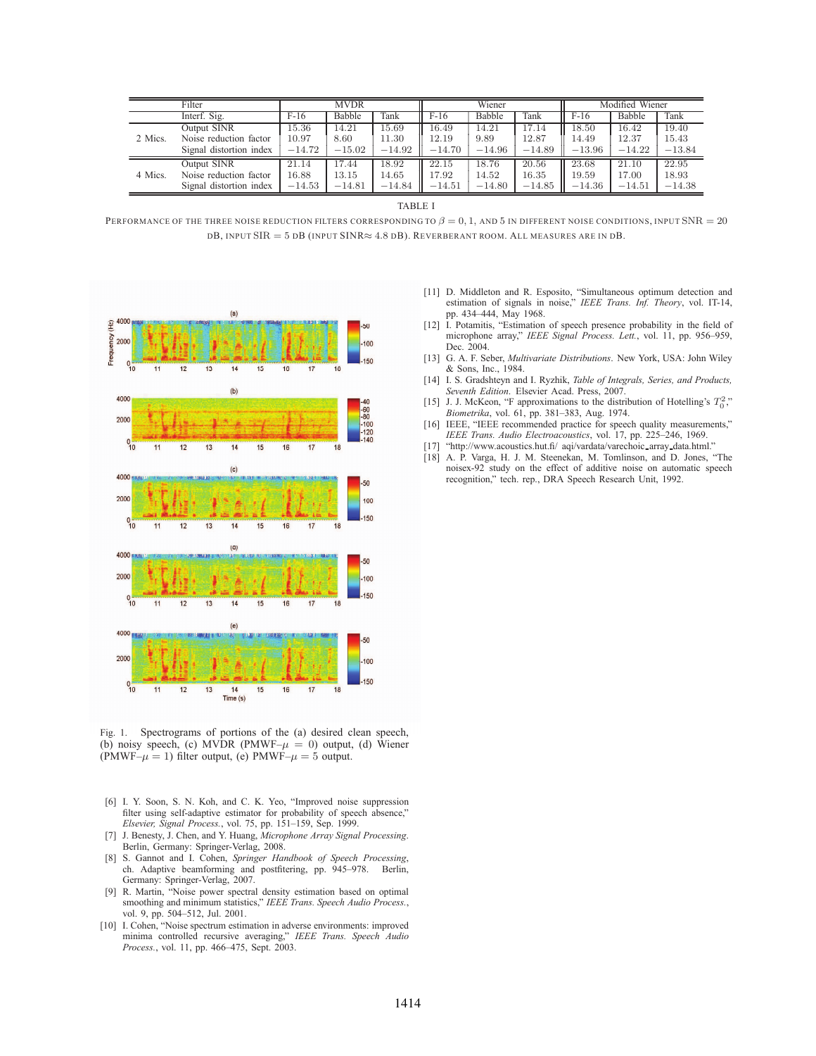| | Filter | MVDR | | | Wiener | | | Modified Wiener | | |
|---|---|---|---|---|---|---|---|---|---|---|
| | Interf. Sig. | F-16 | Babble | Tank | F-16 | Babble | Tank | F-16 | Babble | Tank |
| 2 Mics. | Output SINR | 15.36 | 14.21 | 15.69 | 16.49 | 14.21 | 17.14 | 18.50 | 16.42 | 19.40 |
| | Noise reduction factor | 10.97 | 8.60 | 11.30 | 12.19 | 9.89 | 12.87 | 14.49 | 12.37 | 15.43 |
| | Signal distortion index | −14.72 | −15.02 | −14.92 | −14.70 | −14.96 | −14.89 | −13.96 | −14.22 | −13.84 |
| 4 Mics. | Output SINR | 21.14 | 17.44 | 18.92 | 22.15 | 18.76 | 20.56 | 23.68 | 21.10 | 22.95 |
| | Noise reduction factor | 16.88 | 13.15 | 14.65 | 17.92 | 14.52 | 16.35 | 19.59 | 17.00 | 18.93 |
| | Signal distortion index | −14.53 | −14.81 | −14.84 | −14.51 | −14.80 | −14.85 | −14.36 | −14.51 | −14.38 |

TABLE I

PERFORMANCE OF THE THREE NOISE REDUCTION FILTERS CORRESPONDING TO $\beta = 0, 1$, AND 5 IN DIFFERENT NOISE CONDITIONS, INPUT SNR = 20 dB, INPUT SIR = 5 dB (INPUT SINR≈ 4.8 dB). REVERBERANT ROOM. ALL MEASURES ARE IN dB.

(a)
Frequency (Hz)
4000
2000
0
10 11 12 13 14 15 16 17 18
-50
-100
-150

(b)
4000
2000
0
10 11 12 13 14 15 16 17 18
-40
-60
-80
-100
-120
-140

(c)
4000
2000
0
10 11 12 13 14 15 16 17 18
-50
-100
-150

(d)
4000
2000
0
10 11 12 13 14 15 16 17 18
-50
-100
-150

(e)
4000
2000
0
10 11 12 13 14 15 16 17 18
Time (s)
-50
-100
-150

Fig. 1. Spectrograms of portions of the (a) desired clean speech, (b) noisy speech, (c) MVDR (PMWF–$\mu = 0$) output, (d) Wiener (PMWF–$\mu = 1$) filter output, (e) PMWF–$\mu = 5$ output.

[6] I. Y. Soon, S. N. Koh, and C. K. Yeo, "Improved noise suppression filter using self-adaptive estimator for probability of speech absence," *Elsevier, Signal Process.*, vol. 75, pp. 151–159, Sep. 1999.

[7] J. Benesty, J. Chen, and Y. Huang, *Microphone Array Signal Processing*. Berlin, Germany: Springer-Verlag, 2008.

[8] S. Gannot and I. Cohen, *Springer Handbook of Speech Processing*, ch. Adaptive beamforming and postfitering, pp. 945–978. Berlin, Germany: Springer-Verlag, 2007.

[9] R. Martin, "Noise power spectral density estimation based on optimal smoothing and minimum statistics," *IEEE Trans. Speech Audio Process.*, vol. 9, pp. 504–512, Jul. 2001.

[10] I. Cohen, "Noise spectrum estimation in adverse environments: improved minima controlled recursive averaging," *IEEE Trans. Speech Audio Process.*, vol. 11, pp. 466–475, Sept. 2003.

[11] D. Middleton and R. Esposito, "Simultaneous optimum detection and estimation of signals in noise," *IEEE Trans. Inf. Theory*, vol. IT-14, pp. 434–444, May 1968.

[12] I. Potamitis, "Estimation of speech presence probability in the field of microphone array," *IEEE Signal Process. Lett.*, vol. 11, pp. 956–959, Dec. 2004.

[13] G. A. F. Seber, *Multivariate Distributions*. New York, USA: John Wiley & Sons, Inc., 1984.

[14] I. S. Gradshteyn and I. Ryzhik, *Table of Integrals, Series, and Products, Seventh Edition*. Elsevier Acad. Press, 2007.

[15] J. J. McKeon, "F approximations to the distribution of Hotelling's $T_0^2$," *Biometrika*, vol. 61, pp. 381–383, Aug. 1974.

[16] IEEE, "IEEE recommended practice for speech quality measurements," *IEEE Trans. Audio Electroacoustics*, vol. 17, pp. 225–246, 1969.

[17] "http://www.acoustics.hut.fi/ aqi/vardata/varechoic_array_data.html."

[18] A. P. Varga, H. J. M. Steenekan, M. Tomlinson, and D. Jones, "The noisex-92 study on the effect of additive noise on automatic speech recognition," tech. rep., DRA Speech Research Unit, 1992.